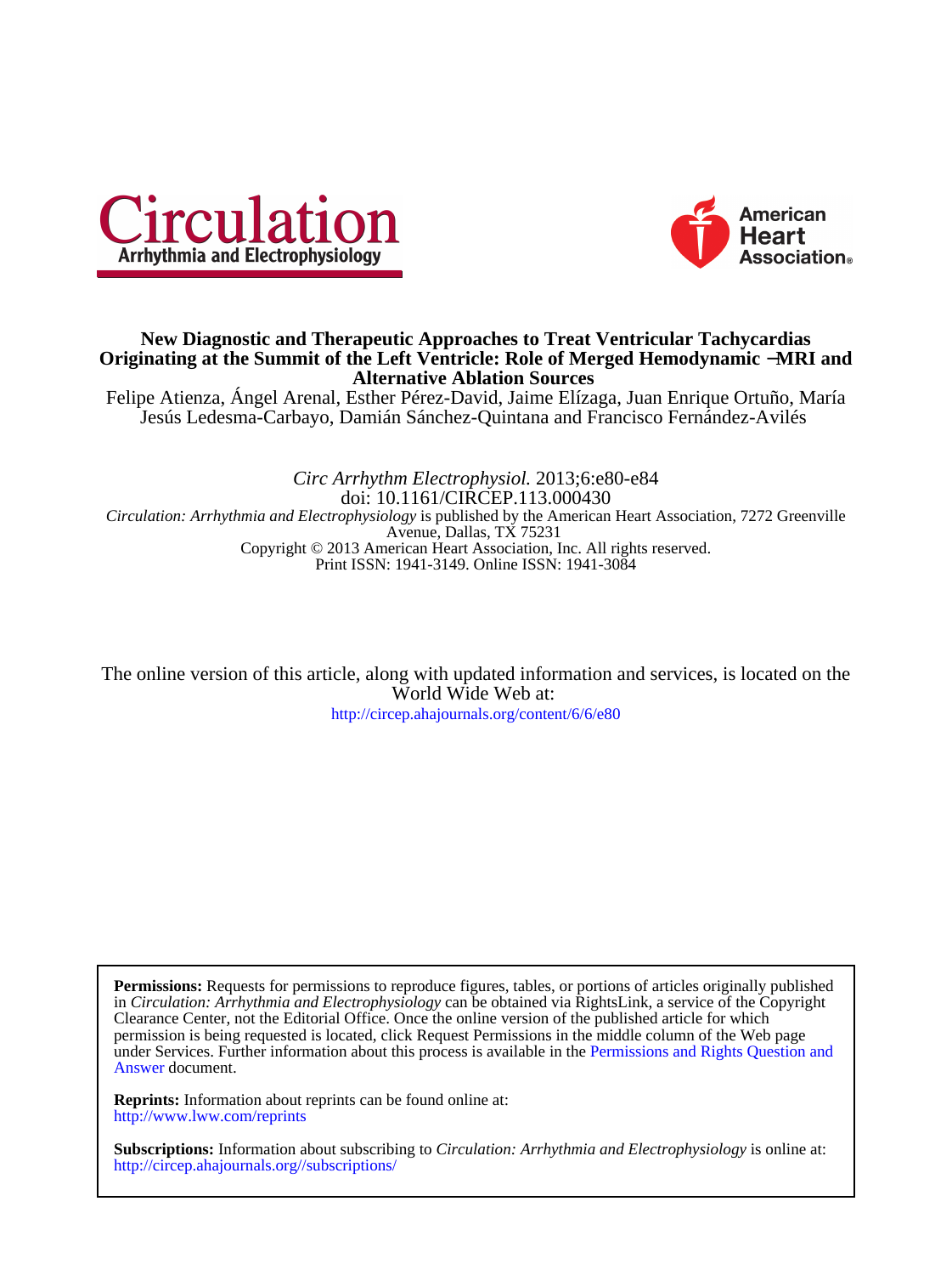# New Diagnostic and Therapeutic Approaches to Treat Ventricular Tachycardias Originating at the Summit of the Left Ventricle: Role of Merged Hemodynamic −MRI and Alternative Ablation Sources

Felipe Atienza, Ángel Arenal, Esther Pérez-David, Jaime Elízaga, Juan Enrique Ortuño, María Jesús Ledesma-Carbayo, Damián Sánchez-Quintana and Francisco Fernández-Avilés

*Circ Arrhythm Electrophysiol.* 2013;6:e80-e84
doi: 10.1161/CIRCEP.113.000430
*Circulation: Arrhythmia and Electrophysiology* is published by the American Heart Association, 7272 Greenville Avenue, Dallas, TX 75231
Copyright © 2013 American Heart Association, Inc. All rights reserved.
Print ISSN: 1941-3149. Online ISSN: 1941-3084

The online version of this article, along with updated information and services, is located on the World Wide Web at:
http://circep.ahajournals.org/content/6/6/e80

**Permissions:** Requests for permissions to reproduce figures, tables, or portions of articles originally published in *Circulation: Arrhythmia and Electrophysiology* can be obtained via RightsLink, a service of the Copyright Clearance Center, not the Editorial Office. Once the online version of the published article for which permission is being requested is located, click Request Permissions in the middle column of the Web page under Services. Further information about this process is available in the Permissions and Rights Question and Answer document.

**Reprints:** Information about reprints can be found online at:
http://www.lww.com/reprints

**Subscriptions:** Information about subscribing to *Circulation: Arrhythmia and Electrophysiology* is online at:
http://circep.ahajournals.org//subscriptions/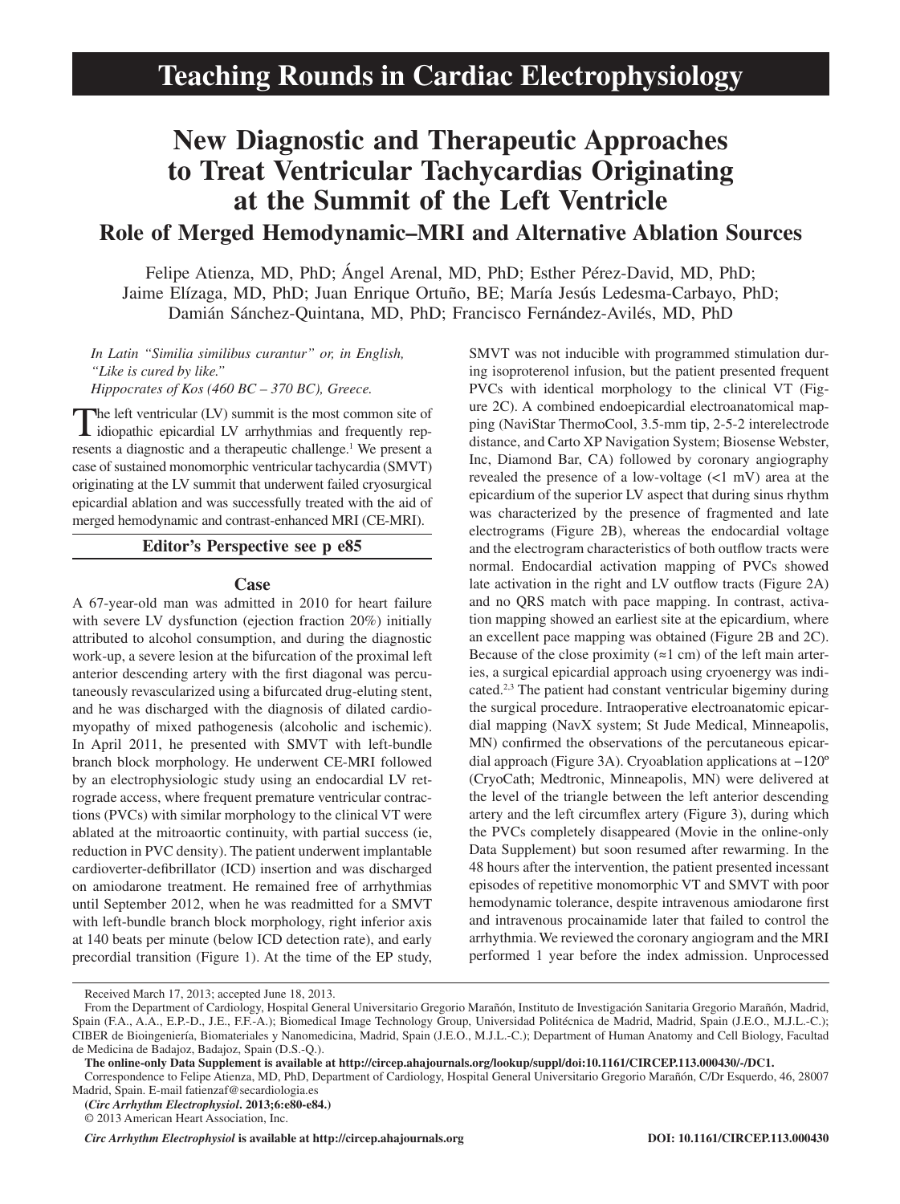# Teaching Rounds in Cardiac Electrophysiology

# New Diagnostic and Therapeutic Approaches to Treat Ventricular Tachycardias Originating at the Summit of the Left Ventricle

## Role of Merged Hemodynamic–MRI and Alternative Ablation Sources

Felipe Atienza, MD, PhD; Ángel Arenal, MD, PhD; Esther Pérez-David, MD, PhD; Jaime Elízaga, MD, PhD; Juan Enrique Ortuño, BE; María Jesús Ledesma-Carbayo, PhD; Damián Sánchez-Quintana, MD, PhD; Francisco Fernández-Avilés, MD, PhD

*In Latin "Similia similibus curantur" or, in English, "Like is cured by like."*
*Hippocrates of Kos (460 BC – 370 BC), Greece.*

The left ventricular (LV) summit is the most common site of idiopathic epicardial LV arrhythmias and frequently represents a diagnostic and a therapeutic challenge.[1] We present a case of sustained monomorphic ventricular tachycardia (SMVT) originating at the LV summit that underwent failed cryosurgical epicardial ablation and was successfully treated with the aid of merged hemodynamic and contrast-enhanced MRI (CE-MRI).

**Editor's Perspective see p e85**

## Case

A 67-year-old man was admitted in 2010 for heart failure with severe LV dysfunction (ejection fraction 20%) initially attributed to alcohol consumption, and during the diagnostic work-up, a severe lesion at the bifurcation of the proximal left anterior descending artery with the first diagonal was percutaneously revascularized using a bifurcated drug-eluting stent, and he was discharged with the diagnosis of dilated cardiomyopathy of mixed pathogenesis (alcoholic and ischemic). In April 2011, he presented with SMVT with left-bundle branch block morphology. He underwent CE-MRI followed by an electrophysiologic study using an endocardial LV retrograde access, where frequent premature ventricular contractions (PVCs) with similar morphology to the clinical VT were ablated at the mitroaortic continuity, with partial success (ie, reduction in PVC density). The patient underwent implantable cardioverter-defibrillator (ICD) insertion and was discharged on amiodarone treatment. He remained free of arrhythmias until September 2012, when he was readmitted for a SMVT with left-bundle branch block morphology, right inferior axis at 140 beats per minute (below ICD detection rate), and early precordial transition (Figure 1). At the time of the EP study, SMVT was not inducible with programmed stimulation during isoproterenol infusion, but the patient presented frequent PVCs with identical morphology to the clinical VT (Figure 2C). A combined endoepicardial electroanatomical mapping (NaviStar ThermoCool, 3.5-mm tip, 2-5-2 interelectrode distance, and Carto XP Navigation System; Biosense Webster, Inc, Diamond Bar, CA) followed by coronary angiography revealed the presence of a low-voltage (<1 mV) area at the epicardium of the superior LV aspect that during sinus rhythm was characterized by the presence of fragmented and late electrograms (Figure 2B), whereas the endocardial voltage and the electrogram characteristics of both outflow tracts were normal. Endocardial activation mapping of PVCs showed late activation in the right and LV outflow tracts (Figure 2A) and no QRS match with pace mapping. In contrast, activation mapping showed an earliest site at the epicardium, where an excellent pace mapping was obtained (Figure 2B and 2C). Because of the close proximity (≈1 cm) of the left main arteries, a surgical epicardial approach using cryoenergy was indicated.[2,3] The patient had constant ventricular bigeminy during the surgical procedure. Intraoperative electroanatomic epicardial mapping (NavX system; St Jude Medical, Minneapolis, MN) confirmed the observations of the percutaneous epicardial approach (Figure 3A). Cryoablation applications at −120º (CryoCath; Medtronic, Minneapolis, MN) were delivered at the level of the triangle between the left anterior descending artery and the left circumflex artery (Figure 3), during which the PVCs completely disappeared (Movie in the online-only Data Supplement) but soon resumed after rewarming. In the 48 hours after the intervention, the patient presented incessant episodes of repetitive monomorphic VT and SMVT with poor hemodynamic tolerance, despite intravenous amiodarone first and intravenous procainamide later that failed to control the arrhythmia. We reviewed the coronary angiogram and the MRI performed 1 year before the index admission. Unprocessed

Received March 17, 2013; accepted June 18, 2013.

From the Department of Cardiology, Hospital General Universitario Gregorio Marañón, Instituto de Investigación Sanitaria Gregorio Marañón, Madrid, Spain (F.A., A.A., E.P.-D., J.E., F.F.-A.); Biomedical Image Technology Group, Universidad Politécnica de Madrid, Madrid, Spain (J.E.O., M.J.L.-C.); CIBER de Bioingeniería, Biomateriales y Nanomedicina, Madrid, Spain (J.E.O., M.J.L.-C.); Department of Human Anatomy and Cell Biology, Facultad de Medicina de Badajoz, Badajoz, Spain (D.S.-Q.).

**The online-only Data Supplement is available at http://circep.ahajournals.org/lookup/suppl/doi:10.1161/CIRCEP.113.000430/-/DC1.**

Correspondence to Felipe Atienza, MD, PhD, Department of Cardiology, Hospital General Universitario Gregorio Marañón, C/Dr Esquerdo, 46, 28007 Madrid, Spain. E-mail fatienzaf@secardiologia.es

**(*Circ Arrhythm Electrophysiol*. 2013;6:e80-e84.)**

© 2013 American Heart Association, Inc.

***Circ Arrhythm Electrophysiol* is available at http://circep.ahajournals.org** **DOI: 10.1161/CIRCEP.113.000430**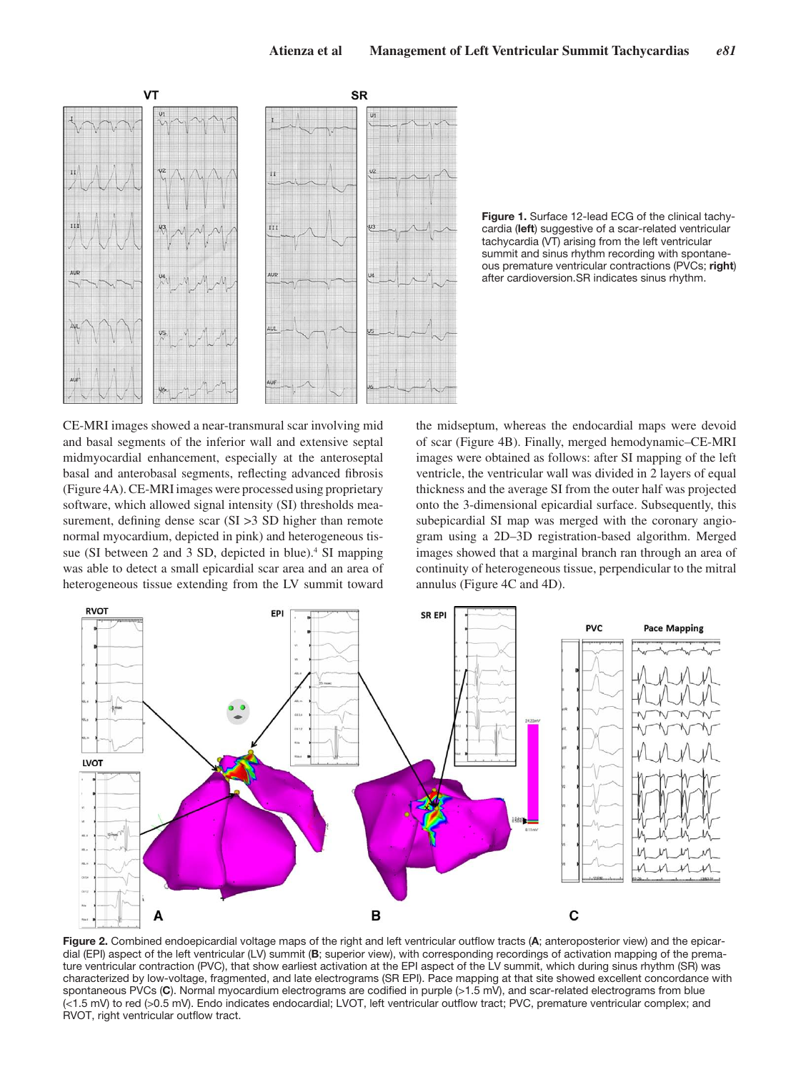Figure 1. Surface 12-lead ECG of the clinical tachycardia (**left**) suggestive of a scar-related ventricular tachycardia (VT) arising from the left ventricular summit and sinus rhythm recording with spontaneous premature ventricular contractions (PVCs; **right**) after cardioversion.SR indicates sinus rhythm.

CE-MRI images showed a near-transmural scar involving mid and basal segments of the inferior wall and extensive septal midmyocardial enhancement, especially at the anteroseptal basal and anterobasal segments, reflecting advanced fibrosis (Figure 4A). CE-MRI images were processed using proprietary software, which allowed signal intensity (SI) thresholds measurement, defining dense scar (SI >3 SD higher than remote normal myocardium, depicted in pink) and heterogeneous tissue (SI between 2 and 3 SD, depicted in blue).[4] SI mapping was able to detect a small epicardial scar area and an area of heterogeneous tissue extending from the LV summit toward the midseptum, whereas the endocardial maps were devoid of scar (Figure 4B). Finally, merged hemodynamic–CE-MRI images were obtained as follows: after SI mapping of the left ventricle, the ventricular wall was divided in 2 layers of equal thickness and the average SI from the outer half was projected onto the 3-dimensional epicardial surface. Subsequently, this subepicardial SI map was merged with the coronary angiogram using a 2D–3D registration-based algorithm. Merged images showed that a marginal branch ran through an area of continuity of heterogeneous tissue, perpendicular to the mitral annulus (Figure 4C and 4D).

**Figure 2.** Combined endoepicardial voltage maps of the right and left ventricular outflow tracts (**A**; anteroposterior view) and the epicardial (EPI) aspect of the left ventricular (LV) summit (**B**; superior view), with corresponding recordings of activation mapping of the premature ventricular contraction (PVC), that show earliest activation at the EPI aspect of the LV summit, which during sinus rhythm (SR) was characterized by low-voltage, fragmented, and late electrograms (SR EPI). Pace mapping at that site showed excellent concordance with spontaneous PVCs (**C**). Normal myocardium electrograms are codified in purple (>1.5 mV), and scar-related electrograms from blue (<1.5 mV) to red (>0.5 mV). Endo indicates endocardial; LVOT, left ventricular outflow tract; PVC, premature ventricular complex; and RVOT, right ventricular outflow tract.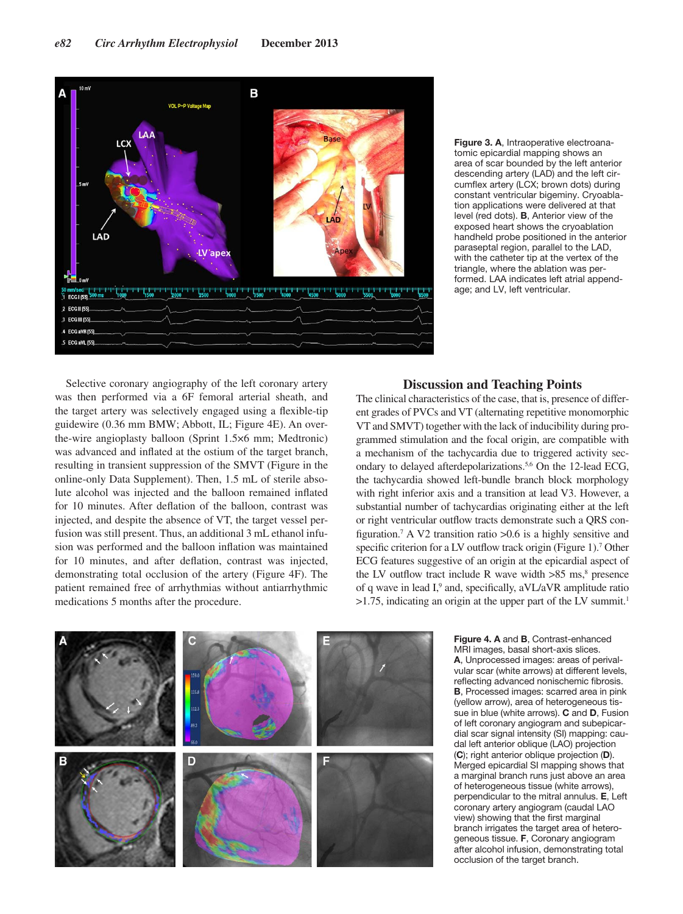**Figure 3.** **A**, Intraoperative electroanatomic epicardial mapping shows an area of scar bounded by the left anterior descending artery (LAD) and the left circumflex artery (LCX; brown dots) during constant ventricular bigeminy. Cryoablation applications were delivered at that level (red dots). **B**, Anterior view of the exposed heart shows the cryoablation handheld probe positioned in the anterior paraseptal region, parallel to the LAD, with the catheter tip at the vertex of the triangle, where the ablation was performed. LAA indicates left atrial appendage; and LV, left ventricular.

Selective coronary angiography of the left coronary artery was then performed via a 6F femoral arterial sheath, and the target artery was selectively engaged using a flexible-tip guidewire (0.36 mm BMW; Abbott, IL; Figure 4E). An over-the-wire angioplasty balloon (Sprint 1.5×6 mm; Medtronic) was advanced and inflated at the ostium of the target branch, resulting in transient suppression of the SMVT (Figure in the online-only Data Supplement). Then, 1.5 mL of sterile absolute alcohol was injected and the balloon remained inflated for 10 minutes. After deflation of the balloon, contrast was injected, and despite the absence of VT, the target vessel perfusion was still present. Thus, an additional 3 mL ethanol infusion was performed and the balloon inflation was maintained for 10 minutes, and after deflation, contrast was injected, demonstrating total occlusion of the artery (Figure 4F). The patient remained free of arrhythmias without antiarrhythmic medications 5 months after the procedure.

## Discussion and Teaching Points

The clinical characteristics of the case, that is, presence of different grades of PVCs and VT (alternating repetitive monomorphic VT and SMVT) together with the lack of inducibility during programmed stimulation and the focal origin, are compatible with a mechanism of the tachycardia due to triggered activity secondary to delayed afterdepolarizations.[5,6] On the 12-lead ECG, the tachycardia showed left-bundle branch block morphology with right inferior axis and a transition at lead V3. However, a substantial number of tachycardias originating either at the left or right ventricular outflow tracts demonstrate such a QRS configuration.[7] A V2 transition ratio >0.6 is a highly sensitive and specific criterion for a LV outflow track origin (Figure 1).[7] Other ECG features suggestive of an origin at the epicardial aspect of the LV outflow tract include R wave width >85 ms,[8] presence of q wave in lead I,[9] and, specifically, aVL/aVR amplitude ratio >1.75, indicating an origin at the upper part of the LV summit.[1]

**Figure 4.** **A** and **B**, Contrast-enhanced MRI images, basal short-axis slices. **A**, Unprocessed images: areas of perivalvular scar (white arrows) at different levels, reflecting advanced nonischemic fibrosis. **B**, Processed images: scarred area in pink (yellow arrow), area of heterogeneous tissue in blue (white arrows). **C** and **D**, Fusion of left coronary angiogram and subepicardial scar signal intensity (SI) mapping: caudal left anterior oblique (LAO) projection (**C**); right anterior oblique projection (**D**). Merged epicardial SI mapping shows that a marginal branch runs just above an area of heterogeneous tissue (white arrows), perpendicular to the mitral annulus. **E**, Left coronary artery angiogram (caudal LAO view) showing that the first marginal branch irrigates the target area of heterogeneous tissue. **F**, Coronary angiogram after alcohol infusion, demonstrating total occlusion of the target branch.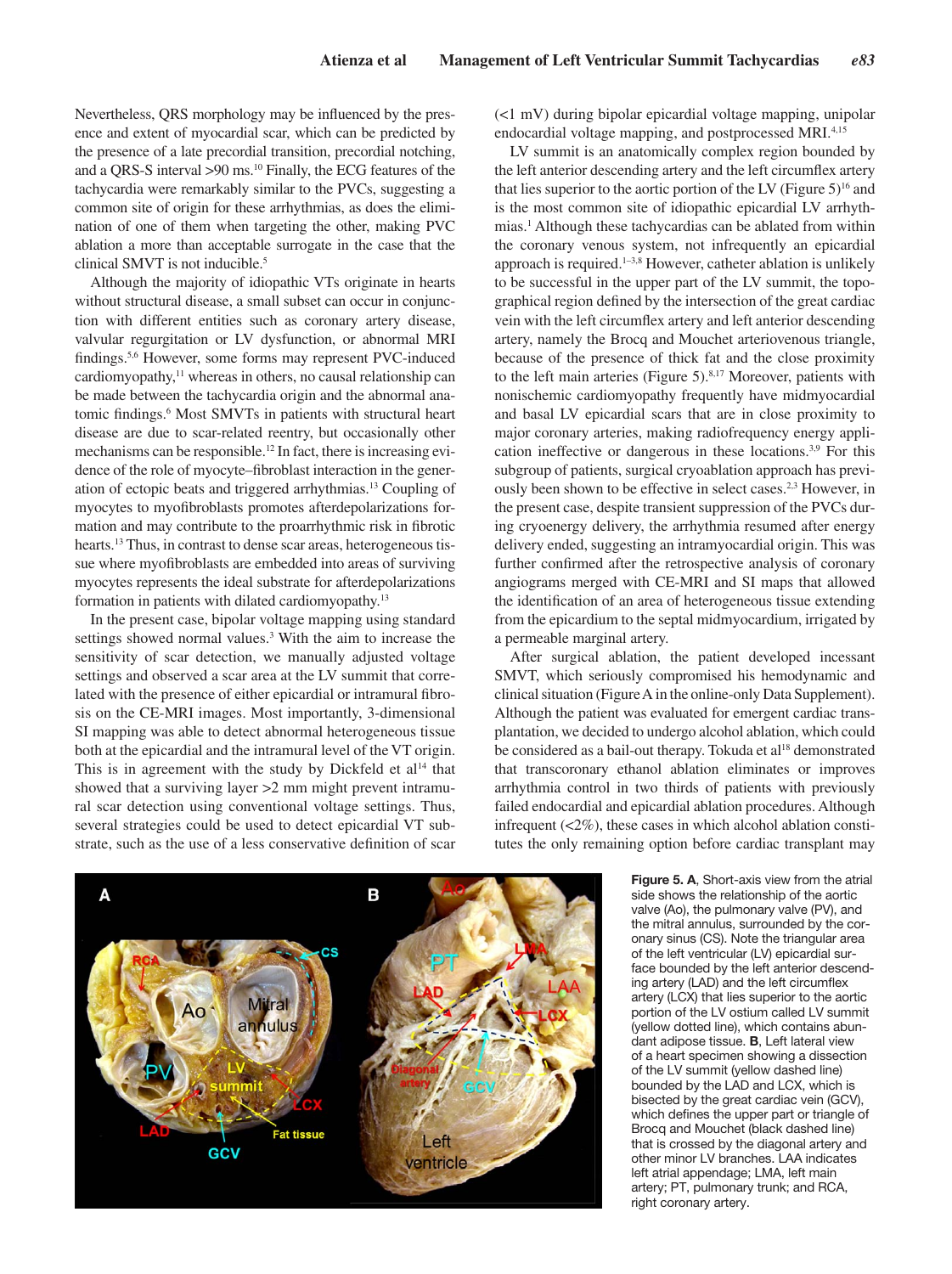Nevertheless, QRS morphology may be influenced by the presence and extent of myocardial scar, which can be predicted by the presence of a late precordial transition, precordial notching, and a QRS-S interval >90 ms.[10] Finally, the ECG features of the tachycardia were remarkably similar to the PVCs, suggesting a common site of origin for these arrhythmias, as does the elimination of one of them when targeting the other, making PVC ablation a more than acceptable surrogate in the case that the clinical SMVT is not inducible.[5]

Although the majority of idiopathic VTs originate in hearts without structural disease, a small subset can occur in conjunction with different entities such as coronary artery disease, valvular regurgitation or LV dysfunction, or abnormal MRI findings.[5,6] However, some forms may represent PVC-induced cardiomyopathy,[11] whereas in others, no causal relationship can be made between the tachycardia origin and the abnormal anatomic findings.[6] Most SMVTs in patients with structural heart disease are due to scar-related reentry, but occasionally other mechanisms can be responsible.[12] In fact, there is increasing evidence of the role of myocyte–fibroblast interaction in the generation of ectopic beats and triggered arrhythmias.[13] Coupling of myocytes to myofibroblasts promotes afterdepolarizations formation and may contribute to the proarrhythmic risk in fibrotic hearts.[13] Thus, in contrast to dense scar areas, heterogeneous tissue where myofibroblasts are embedded into areas of surviving myocytes represents the ideal substrate for afterdepolarizations formation in patients with dilated cardiomyopathy.[13]

In the present case, bipolar voltage mapping using standard settings showed normal values.[3] With the aim to increase the sensitivity of scar detection, we manually adjusted voltage settings and observed a scar area at the LV summit that correlated with the presence of either epicardial or intramural fibrosis on the CE-MRI images. Most importantly, 3-dimensional SI mapping was able to detect abnormal heterogeneous tissue both at the epicardial and the intramural level of the VT origin. This is in agreement with the study by Dickfeld et al[14] that showed that a surviving layer >2 mm might prevent intramural scar detection using conventional voltage settings. Thus, several strategies could be used to detect epicardial VT substrate, such as the use of a less conservative definition of scar (<1 mV) during bipolar epicardial voltage mapping, unipolar endocardial voltage mapping, and postprocessed MRI.[4,15]

LV summit is an anatomically complex region bounded by the left anterior descending artery and the left circumflex artery that lies superior to the aortic portion of the LV (Figure 5)[16] and is the most common site of idiopathic epicardial LV arrhythmias.[1] Although these tachycardias can be ablated from within the coronary venous system, not infrequently an epicardial approach is required.[1–3,8] However, catheter ablation is unlikely to be successful in the upper part of the LV summit, the topographical region defined by the intersection of the great cardiac vein with the left circumflex artery and left anterior descending artery, namely the Brocq and Mouchet arteriovenous triangle, because of the presence of thick fat and the close proximity to the left main arteries (Figure 5).[8,17] Moreover, patients with nonischemic cardiomyopathy frequently have midmyocardial and basal LV epicardial scars that are in close proximity to major coronary arteries, making radiofrequency energy application ineffective or dangerous in these locations.[3,9] For this subgroup of patients, surgical cryoablation approach has previously been shown to be effective in select cases.[2,3] However, in the present case, despite transient suppression of the PVCs during cryoenergy delivery, the arrhythmia resumed after energy delivery ended, suggesting an intramyocardial origin. This was further confirmed after the retrospective analysis of coronary angiograms merged with CE-MRI and SI maps that allowed the identification of an area of heterogeneous tissue extending from the epicardium to the septal midmyocardium, irrigated by a permeable marginal artery.

After surgical ablation, the patient developed incessant SMVT, which seriously compromised his hemodynamic and clinical situation (Figure A in the online-only Data Supplement). Although the patient was evaluated for emergent cardiac transplantation, we decided to undergo alcohol ablation, which could be considered as a bail-out therapy. Tokuda et al[18] demonstrated that transcoronary ethanol ablation eliminates or improves arrhythmia control in two thirds of patients with previously failed endocardial and epicardial ablation procedures. Although infrequent (<2%), these cases in which alcohol ablation constitutes the only remaining option before cardiac transplant may

**Figure 5. A**, Short-axis view from the atrial side shows the relationship of the aortic valve (Ao), the pulmonary valve (PV), and the mitral annulus, surrounded by the coronary sinus (CS). Note the triangular area of the left ventricular (LV) epicardial surface bounded by the left anterior descending artery (LAD) and the left circumflex artery (LCX) that lies superior to the aortic portion of the LV ostium called LV summit (yellow dotted line), which contains abundant adipose tissue. **B**, Left lateral view of a heart specimen showing a dissection of the LV summit (yellow dashed line) bounded by the LAD and LCX, which is bisected by the great cardiac vein (GCV), which defines the upper part or triangle of Brocq and Mouchet (black dashed line) that is crossed by the diagonal artery and other minor LV branches. LAA indicates left atrial appendage; LMA, left main artery; PT, pulmonary trunk; and RCA, right coronary artery.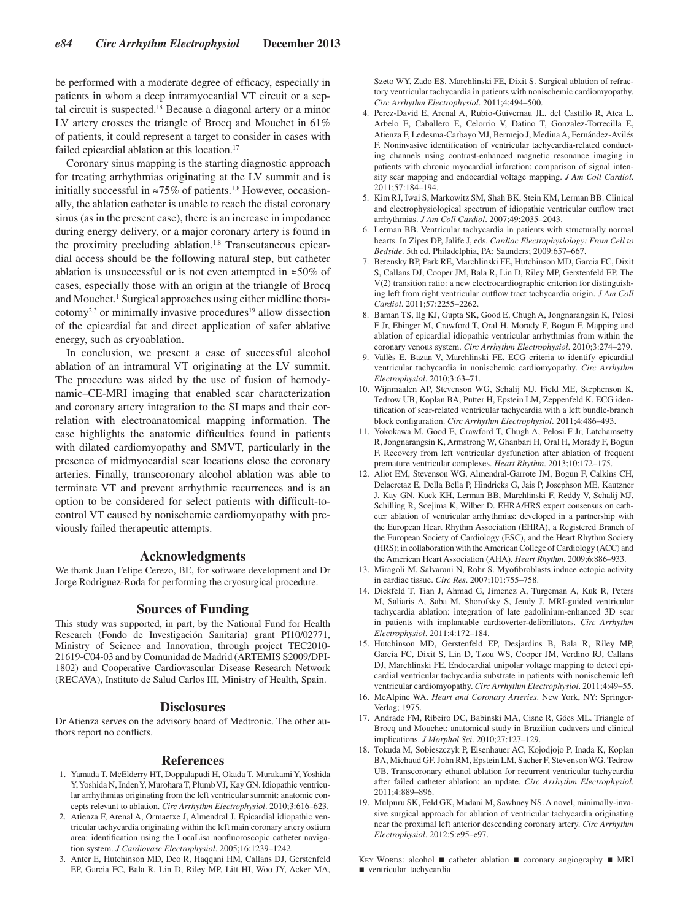be performed with a moderate degree of efficacy, especially in patients in whom a deep intramyocardial VT circuit or a septal circuit is suspected.[18] Because a diagonal artery or a minor LV artery crosses the triangle of Brocq and Mouchet in 61% of patients, it could represent a target to consider in cases with failed epicardial ablation at this location.[17]

Coronary sinus mapping is the starting diagnostic approach for treating arrhythmias originating at the LV summit and is initially successful in ≈75% of patients.[1,8] However, occasionally, the ablation catheter is unable to reach the distal coronary sinus (as in the present case), there is an increase in impedance during energy delivery, or a major coronary artery is found in the proximity precluding ablation.[1,8] Transcutaneous epicardial access should be the following natural step, but catheter ablation is unsuccessful or is not even attempted in ≈50% of cases, especially those with an origin at the triangle of Brocq and Mouchet.[1] Surgical approaches using either midline thoracotomy[2,3] or minimally invasive procedures[19] allow dissection of the epicardial fat and direct application of safer ablative energy, such as cryoablation.

In conclusion, we present a case of successful alcohol ablation of an intramural VT originating at the LV summit. The procedure was aided by the use of fusion of hemodynamic–CE-MRI imaging that enabled scar characterization and coronary artery integration to the SI maps and their correlation with electroanatomical mapping information. The case highlights the anatomic difficulties found in patients with dilated cardiomyopathy and SMVT, particularly in the presence of midmyocardial scar locations close the coronary arteries. Finally, transcoronary alcohol ablation was able to terminate VT and prevent arrhythmic recurrences and is an option to be considered for select patients with difficult-to-control VT caused by nonischemic cardiomyopathy with previously failed therapeutic attempts.

## Acknowledgments

We thank Juan Felipe Cerezo, BE, for software development and Dr Jorge Rodriguez-Roda for performing the cryosurgical procedure.

## Sources of Funding

This study was supported, in part, by the National Fund for Health Research (Fondo de Investigación Sanitaria) grant PI10/02771, Ministry of Science and Innovation, through project TEC2010-21619-C04-03 and by Comunidad de Madrid (ARTEMIS S2009/DPI-1802) and Cooperative Cardiovascular Disease Research Network (RECAVA), Instituto de Salud Carlos III, Ministry of Health, Spain.

## Disclosures

Dr Atienza serves on the advisory board of Medtronic. The other authors report no conflicts.

## References

1. Yamada T, McElderry HT, Doppalapudi H, Okada T, Murakami Y, Yoshida Y, Yoshida N, Inden Y, Murohara T, Plumb VJ, Kay GN. Idiopathic ventricular arrhythmias originating from the left ventricular summit: anatomic concepts relevant to ablation. *Circ Arrhythm Electrophysiol*. 2010;3:616–623.
2. Atienza F, Arenal A, Ormaetxe J, Almendral J. Epicardial idiopathic ventricular tachycardia originating within the left main coronary artery ostium area: identification using the LocaLisa nonfluoroscopic catheter navigation system. *J Cardiovasc Electrophysiol*. 2005;16:1239–1242.
3. Anter E, Hutchinson MD, Deo R, Haqqani HM, Callans DJ, Gerstenfeld EP, Garcia FC, Bala R, Lin D, Riley MP, Litt HI, Woo JY, Acker MA, Szeto WY, Zado ES, Marchlinski FE, Dixit S. Surgical ablation of refractory ventricular tachycardia in patients with nonischemic cardiomyopathy. *Circ Arrhythm Electrophysiol*. 2011;4:494–500.
4. Perez-David E, Arenal A, Rubio-Guivernau JL, del Castillo R, Atea L, Arbelo E, Caballero E, Celorrio V, Datino T, Gonzalez-Torrecilla E, Atienza F, Ledesma-Carbayo MJ, Bermejo J, Medina A, Fernández-Avilés F. Noninvasive identification of ventricular tachycardia-related conducting channels using contrast-enhanced magnetic resonance imaging in patients with chronic myocardial infarction: comparison of signal intensity scar mapping and endocardial voltage mapping. *J Am Coll Cardiol*. 2011;57:184–194.
5. Kim RJ, Iwai S, Markowitz SM, Shah BK, Stein KM, Lerman BB. Clinical and electrophysiological spectrum of idiopathic ventricular outflow tract arrhythmias. *J Am Coll Cardiol*. 2007;49:2035–2043.
6. Lerman BB. Ventricular tachycardia in patients with structurally normal hearts. In Zipes DP, Jalife J, eds. *Cardiac Electrophysiology: From Cell to Bedside*. 5th ed. Philadelphia, PA: Saunders; 2009:657–667.
7. Betensky BP, Park RE, Marchlinski FE, Hutchinson MD, Garcia FC, Dixit S, Callans DJ, Cooper JM, Bala R, Lin D, Riley MP, Gerstenfeld EP. The V(2) transition ratio: a new electrocardiographic criterion for distinguishing left from right ventricular outflow tract tachycardia origin. *J Am Coll Cardiol*. 2011;57:2255–2262.
8. Baman TS, Ilg KJ, Gupta SK, Good E, Chugh A, Jongnarangsin K, Pelosi F Jr, Ebinger M, Crawford T, Oral H, Morady F, Bogun F. Mapping and ablation of epicardial idiopathic ventricular arrhythmias from within the coronary venous system. *Circ Arrhythm Electrophysiol*. 2010;3:274–279.
9. Vallès E, Bazan V, Marchlinski FE. ECG criteria to identify epicardial ventricular tachycardia in nonischemic cardiomyopathy. *Circ Arrhythm Electrophysiol*. 2010;3:63–71.
10. Wijnmaalen AP, Stevenson WG, Schalij MJ, Field ME, Stephenson K, Tedrow UB, Koplan BA, Putter H, Epstein LM, Zeppenfeld K. ECG identification of scar-related ventricular tachycardia with a left bundle-branch block configuration. *Circ Arrhythm Electrophysiol*. 2011;4:486–493.
11. Yokokawa M, Good E, Crawford T, Chugh A, Pelosi F Jr, Latchamsetty R, Jongnarangsin K, Armstrong W, Ghanbari H, Oral H, Morady F, Bogun F. Recovery from left ventricular dysfunction after ablation of frequent premature ventricular complexes. *Heart Rhythm*. 2013;10:172–175.
12. Aliot EM, Stevenson WG, Almendral-Garrote JM, Bogun F, Calkins CH, Delacretaz E, Della Bella P, Hindricks G, Jais P, Josephson ME, Kautzner J, Kay GN, Kuck KH, Lerman BB, Marchlinski F, Reddy V, Schalij MJ, Schilling R, Soejima K, Wilber D. EHRA/HRS expert consensus on catheter ablation of ventricular arrhythmias: developed in a partnership with the European Heart Rhythm Association (EHRA), a Registered Branch of the European Society of Cardiology (ESC), and the Heart Rhythm Society (HRS); in collaboration with the American College of Cardiology (ACC) and the American Heart Association (AHA). *Heart Rhythm*. 2009;6:886–933.
13. Miragoli M, Salvarani N, Rohr S. Myofibroblasts induce ectopic activity in cardiac tissue. *Circ Res*. 2007;101:755–758.
14. Dickfeld T, Tian J, Ahmad G, Jimenez A, Turgeman A, Kuk R, Peters M, Saliaris A, Saba M, Shorofsky S, Jeudy J. MRI-guided ventricular tachycardia ablation: integration of late gadolinium-enhanced 3D scar in patients with implantable cardioverter-defibrillators. *Circ Arrhythm Electrophysiol*. 2011;4:172–184.
15. Hutchinson MD, Gerstenfeld EP, Desjardins B, Bala R, Riley MP, Garcia FC, Dixit S, Lin D, Tzou WS, Cooper JM, Verdino RJ, Callans DJ, Marchlinski FE. Endocardial unipolar voltage mapping to detect epicardial ventricular tachycardia substrate in patients with nonischemic left ventricular cardiomyopathy. *Circ Arrhythm Electrophysiol*. 2011;4:49–55.
16. McAlpine WA. *Heart and Coronary Arteries*. New York, NY: Springer-Verlag; 1975.
17. Andrade FM, Ribeiro DC, Babinski MA, Cisne R, Góes ML. Triangle of Brocq and Mouchet: anatomical study in Brazilian cadavers and clinical implications. *J Morphol Sci*. 2010;27:127–129.
18. Tokuda M, Sobieszczyk P, Eisenhauer AC, Kojodjojo P, Inada K, Koplan BA, Michaud GF, John RM, Epstein LM, Sacher F, Stevenson WG, Tedrow UB. Transcoronary ethanol ablation for recurrent ventricular tachycardia after failed catheter ablation: an update. *Circ Arrhythm Electrophysiol*. 2011;4:889–896.
19. Mulpuru SK, Feld GK, Madani M, Sawhney NS. A novel, minimally-invasive surgical approach for ablation of ventricular tachycardia originating near the proximal left anterior descending coronary artery. *Circ Arrhythm Electrophysiol*. 2012;5:e95–e97.

Key Words: alcohol ■ catheter ablation ■ coronary angiography ■ MRI ■ ventricular tachycardia